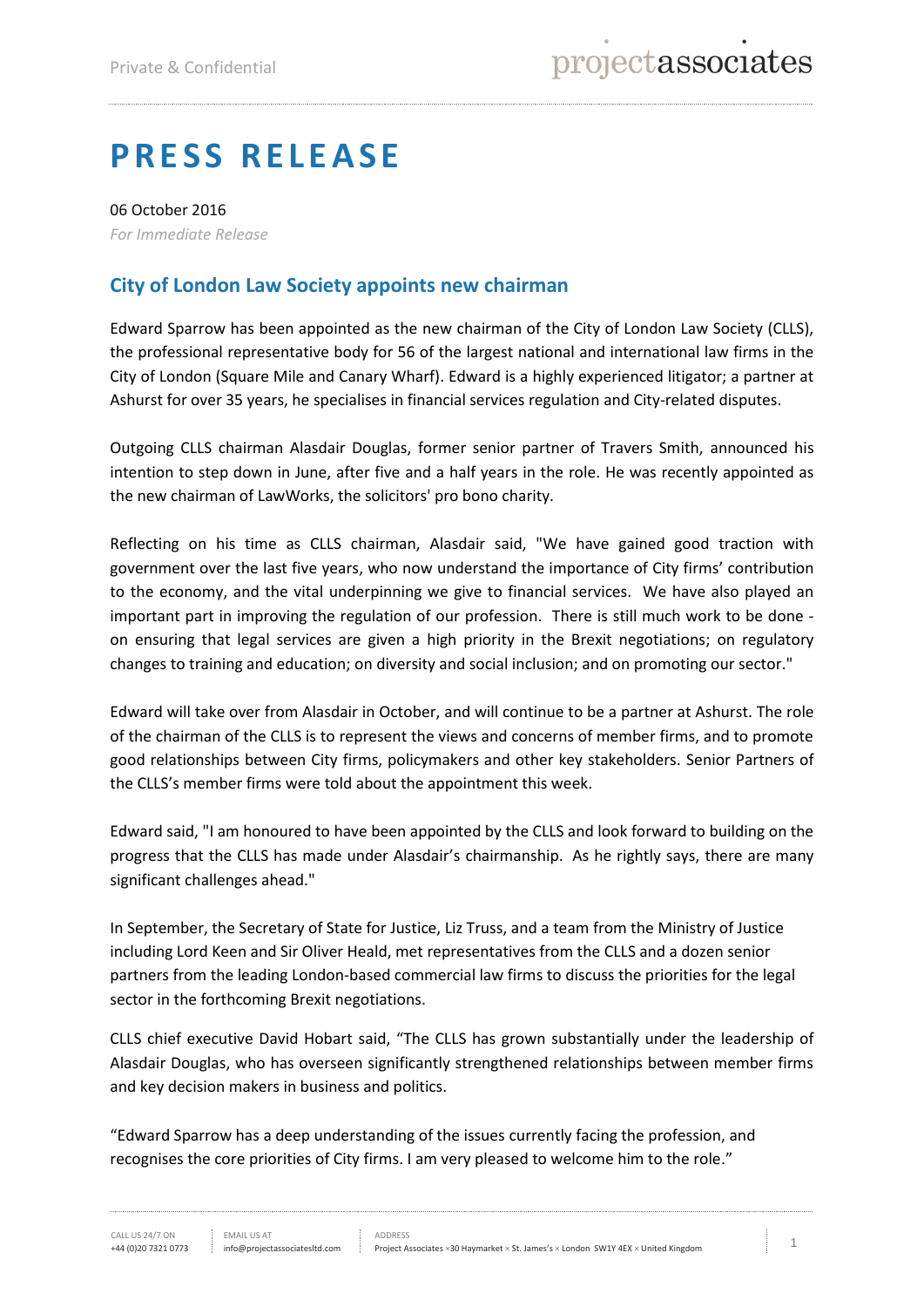Private & Confidential

# PRESS RELEASE

06 October 2016
*For Immediate Release*

## City of London Law Society appoints new chairman

Edward Sparrow has been appointed as the new chairman of the City of London Law Society (CLLS), the professional representative body for 56 of the largest national and international law firms in the City of London (Square Mile and Canary Wharf). Edward is a highly experienced litigator; a partner at Ashurst for over 35 years, he specialises in financial services regulation and City-related disputes.

Outgoing CLLS chairman Alasdair Douglas, former senior partner of Travers Smith, announced his intention to step down in June, after five and a half years in the role. He was recently appointed as the new chairman of LawWorks, the solicitors' pro bono charity.

Reflecting on his time as CLLS chairman, Alasdair said, "We have gained good traction with government over the last five years, who now understand the importance of City firms' contribution to the economy, and the vital underpinning we give to financial services. We have also played an important part in improving the regulation of our profession. There is still much work to be done - on ensuring that legal services are given a high priority in the Brexit negotiations; on regulatory changes to training and education; on diversity and social inclusion; and on promoting our sector."

Edward will take over from Alasdair in October, and will continue to be a partner at Ashurst. The role of the chairman of the CLLS is to represent the views and concerns of member firms, and to promote good relationships between City firms, policymakers and other key stakeholders. Senior Partners of the CLLS's member firms were told about the appointment this week.

Edward said, "I am honoured to have been appointed by the CLLS and look forward to building on the progress that the CLLS has made under Alasdair's chairmanship. As he rightly says, there are many significant challenges ahead."

In September, the Secretary of State for Justice, Liz Truss, and a team from the Ministry of Justice including Lord Keen and Sir Oliver Heald, met representatives from the CLLS and a dozen senior partners from the leading London-based commercial law firms to discuss the priorities for the legal sector in the forthcoming Brexit negotiations.

CLLS chief executive David Hobart said, "The CLLS has grown substantially under the leadership of Alasdair Douglas, who has overseen significantly strengthened relationships between member firms and key decision makers in business and politics.

"Edward Sparrow has a deep understanding of the issues currently facing the profession, and recognises the core priorities of City firms. I am very pleased to welcome him to the role."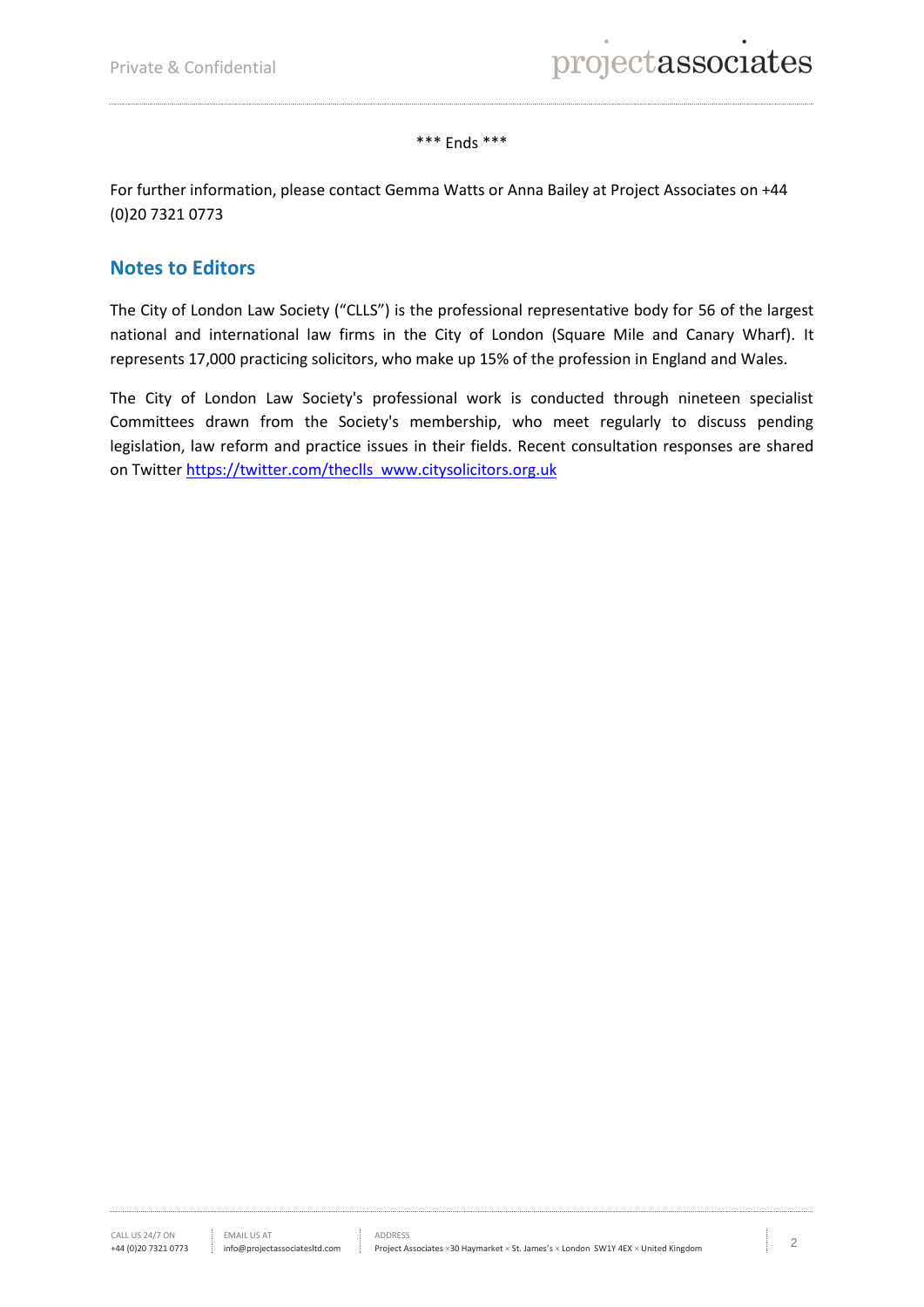\*\*\* Ends \*\*\*

For further information, please contact Gemma Watts or Anna Bailey at Project Associates on +44 (0)20 7321 0773

## Notes to Editors

The City of London Law Society ("CLLS") is the professional representative body for 56 of the largest national and international law firms in the City of London (Square Mile and Canary Wharf). It represents 17,000 practicing solicitors, who make up 15% of the profession in England and Wales.

The City of London Law Society's professional work is conducted through nineteen specialist Committees drawn from the Society's membership, who meet regularly to discuss pending legislation, law reform and practice issues in their fields. Recent consultation responses are shared on Twitter https://twitter.com/theclls www.citysolicitors.org.uk